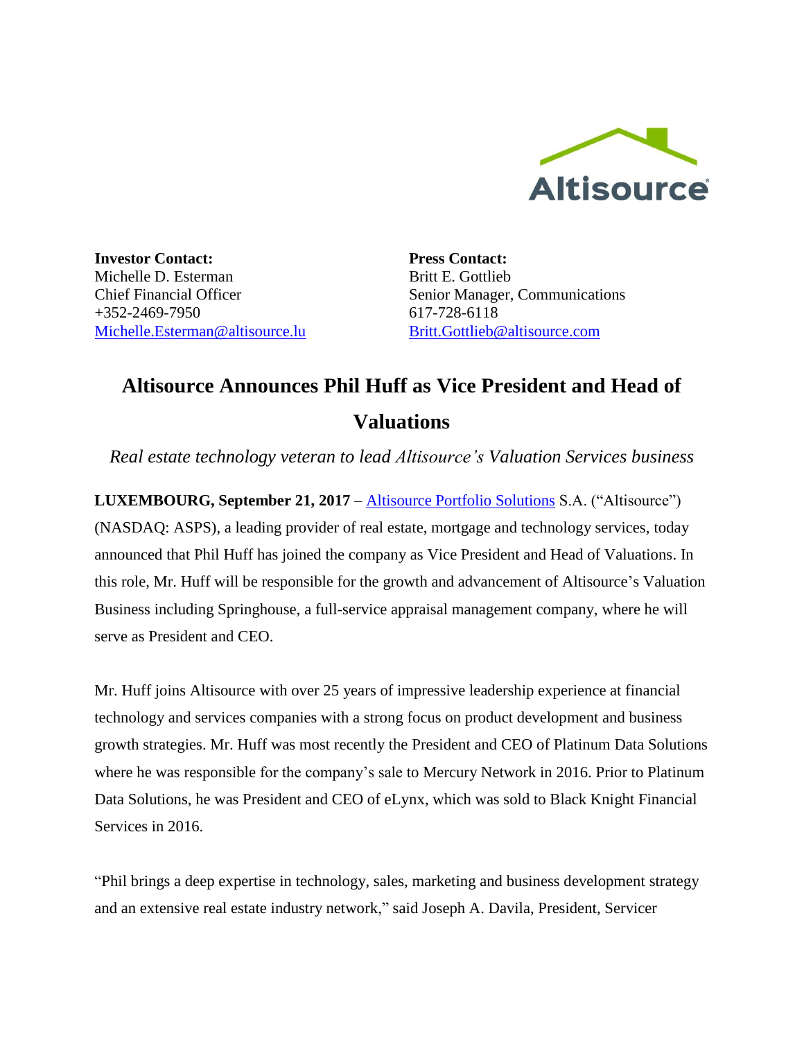Altisource

**Investor Contact:**
Michelle D. Esterman
Chief Financial Officer
+352-2469-7950
Michelle.Esterman@altisource.lu

**Press Contact:**
Britt E. Gottlieb
Senior Manager, Communications
617-728-6118
Britt.Gottlieb@altisource.com

# Altisource Announces Phil Huff as Vice President and Head of Valuations

*Real estate technology veteran to lead Altisource's Valuation Services business*

**LUXEMBOURG, September 21, 2017** – Altisource Portfolio Solutions S.A. ("Altisource") (NASDAQ: ASPS), a leading provider of real estate, mortgage and technology services, today announced that Phil Huff has joined the company as Vice President and Head of Valuations. In this role, Mr. Huff will be responsible for the growth and advancement of Altisource's Valuation Business including Springhouse, a full-service appraisal management company, where he will serve as President and CEO.

Mr. Huff joins Altisource with over 25 years of impressive leadership experience at financial technology and services companies with a strong focus on product development and business growth strategies. Mr. Huff was most recently the President and CEO of Platinum Data Solutions where he was responsible for the company's sale to Mercury Network in 2016. Prior to Platinum Data Solutions, he was President and CEO of eLynx, which was sold to Black Knight Financial Services in 2016.

"Phil brings a deep expertise in technology, sales, marketing and business development strategy and an extensive real estate industry network," said Joseph A. Davila, President, Servicer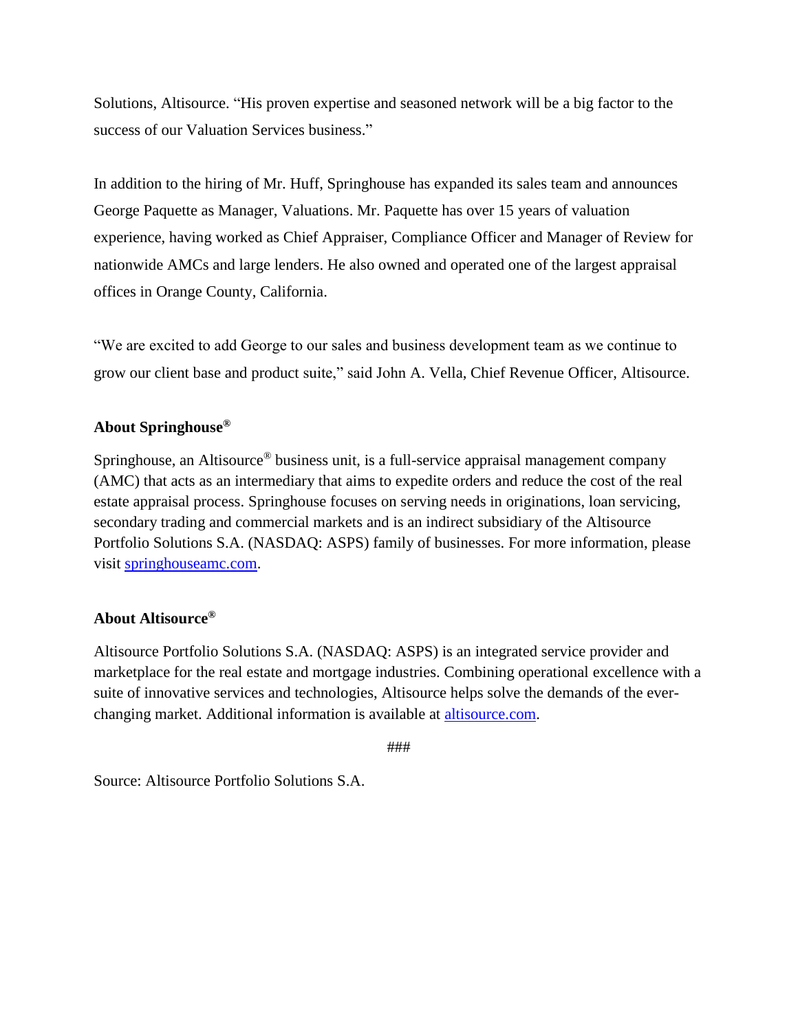Solutions, Altisource. “His proven expertise and seasoned network will be a big factor to the success of our Valuation Services business.”

In addition to the hiring of Mr. Huff, Springhouse has expanded its sales team and announces George Paquette as Manager, Valuations. Mr. Paquette has over 15 years of valuation experience, having worked as Chief Appraiser, Compliance Officer and Manager of Review for nationwide AMCs and large lenders. He also owned and operated one of the largest appraisal offices in Orange County, California.

“We are excited to add George to our sales and business development team as we continue to grow our client base and product suite,” said John A. Vella, Chief Revenue Officer, Altisource.

**About Springhouse®**

Springhouse, an Altisource® business unit, is a full-service appraisal management company (AMC) that acts as an intermediary that aims to expedite orders and reduce the cost of the real estate appraisal process. Springhouse focuses on serving needs in originations, loan servicing, secondary trading and commercial markets and is an indirect subsidiary of the Altisource Portfolio Solutions S.A. (NASDAQ: ASPS) family of businesses. For more information, please visit springhouseamc.com.

**About Altisource®**

Altisource Portfolio Solutions S.A. (NASDAQ: ASPS) is an integrated service provider and marketplace for the real estate and mortgage industries. Combining operational excellence with a suite of innovative services and technologies, Altisource helps solve the demands of the ever-changing market. Additional information is available at altisource.com.

###

Source: Altisource Portfolio Solutions S.A.